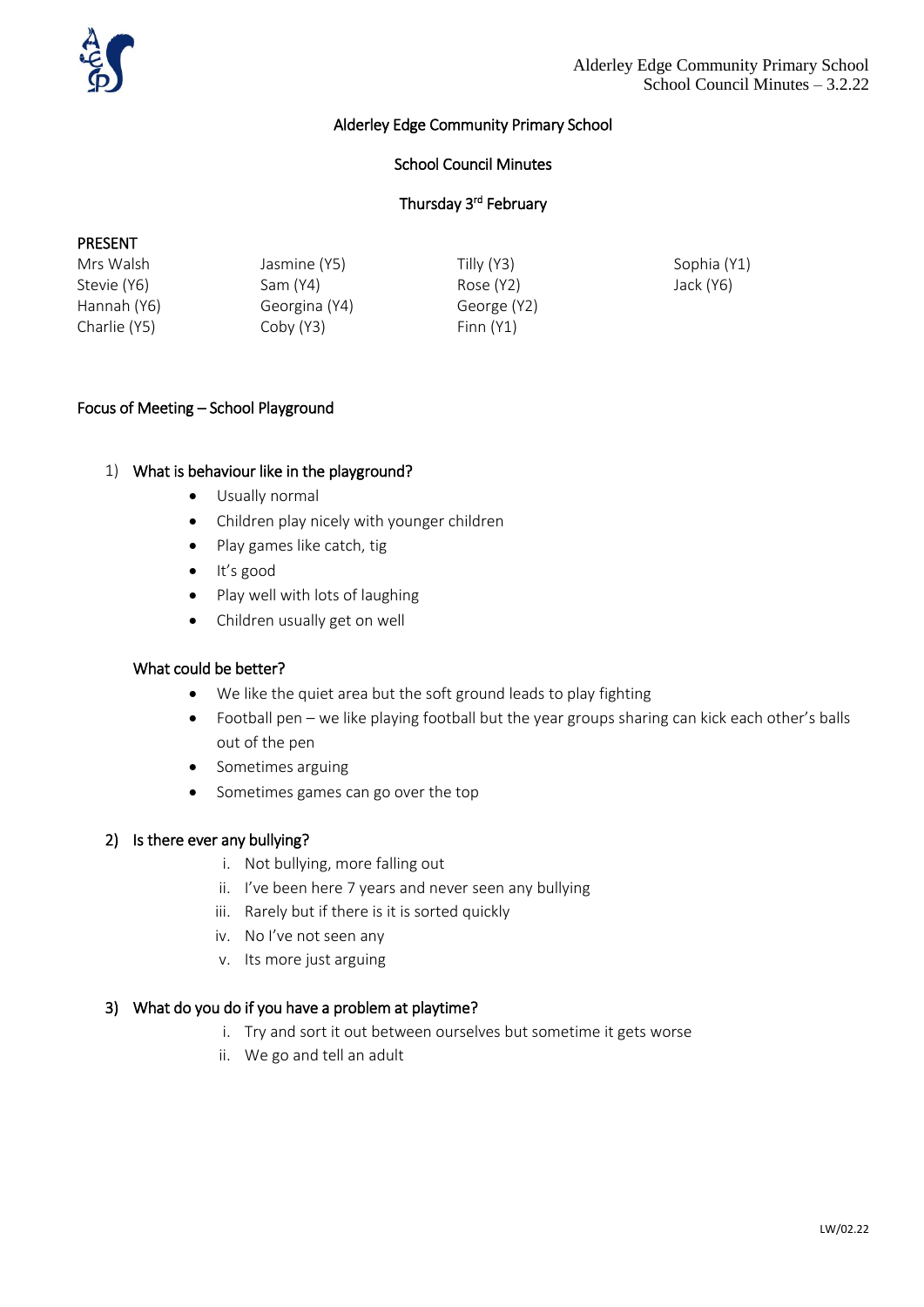# Alderley Edge Community Primary School

## School Council Minutes

### Thursday 3rd February

**PRESENT**

| | | | |
|---|---|---|---|
| Mrs Walsh | Jasmine (Y5) | Tilly (Y3) | Sophia (Y1) |
| Stevie (Y6) | Sam (Y4) | Rose (Y2) | Jack (Y6) |
| Hannah (Y6) | Georgina (Y4) | George (Y2) | |
| Charlie (Y5) | Coby (Y3) | Finn (Y1) | |

**Focus of Meeting – School Playground**

1) **What is behaviour like in the playground?**
   - Usually normal
   - Children play nicely with younger children
   - Play games like catch, tig
   - It's good
   - Play well with lots of laughing
   - Children usually get on well

   **What could be better?**
   - We like the quiet area but the soft ground leads to play fighting
   - Football pen – we like playing football but the year groups sharing can kick each other's balls out of the pen
   - Sometimes arguing
   - Sometimes games can go over the top

2) **Is there ever any bullying?**
   i. Not bullying, more falling out
   ii. I've been here 7 years and never seen any bullying
   iii. Rarely but if there is it is sorted quickly
   iv. No I've not seen any
   v. Its more just arguing

3) **What do you do if you have a problem at playtime?**
   i. Try and sort it out between ourselves but sometime it gets worse
   ii. We go and tell an adult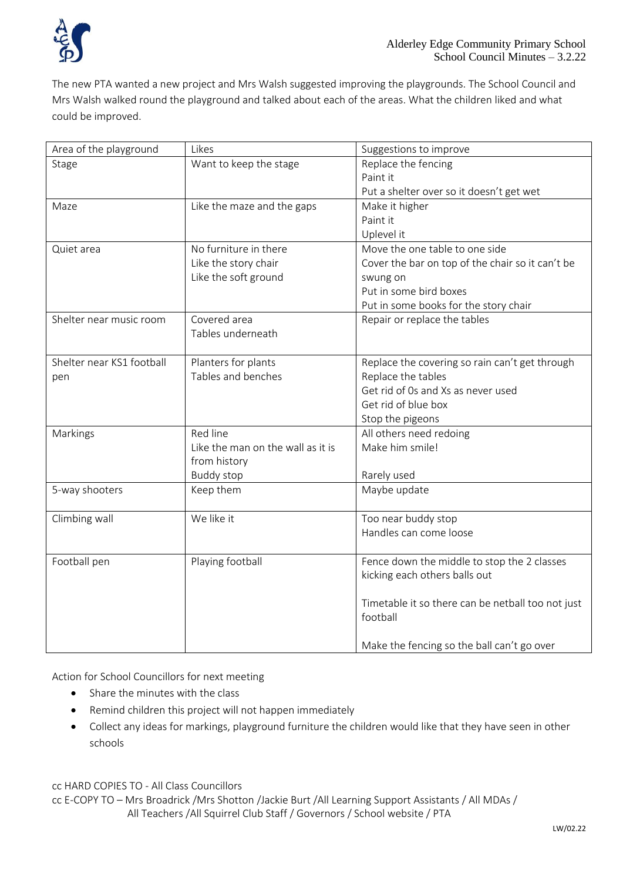Alderley Edge Community Primary School
School Council Minutes – 3.2.22

The new PTA wanted a new project and Mrs Walsh suggested improving the playgrounds. The School Council and Mrs Walsh walked round the playground and talked about each of the areas. What the children liked and what could be improved.

| Area of the playground | Likes | Suggestions to improve |
|---|---|---|
| Stage | Want to keep the stage | Replace the fencing<br>Paint it<br>Put a shelter over so it doesn't get wet |
| Maze | Like the maze and the gaps | Make it higher<br>Paint it<br>Uplevel it |
| Quiet area | No furniture in there<br>Like the story chair<br>Like the soft ground | Move the one table to one side<br>Cover the bar on top of the chair so it can't be swung on<br>Put in some bird boxes<br>Put in some books for the story chair |
| Shelter near music room | Covered area<br>Tables underneath | Repair or replace the tables |
| Shelter near KS1 football pen | Planters for plants<br>Tables and benches | Replace the covering so rain can't get through<br>Replace the tables<br>Get rid of 0s and Xs as never used<br>Get rid of blue box<br>Stop the pigeons |
| Markings | Red line<br>Like the man on the wall as it is from history<br>Buddy stop | All others need redoing<br>Make him smile!<br><br>Rarely used |
| 5-way shooters | Keep them | Maybe update |
| Climbing wall | We like it | Too near buddy stop<br>Handles can come loose |
| Football pen | Playing football | Fence down the middle to stop the 2 classes kicking each others balls out<br><br>Timetable it so there can be netball too not just football<br><br>Make the fencing so the ball can't go over |

Action for School Councillors for next meeting

- Share the minutes with the class
- Remind children this project will not happen immediately
- Collect any ideas for markings, playground furniture the children would like that they have seen in other schools

cc HARD COPIES TO - All Class Councillors
cc E-COPY TO – Mrs Broadrick /Mrs Shotton /Jackie Burt /All Learning Support Assistants / All MDAs / All Teachers /All Squirrel Club Staff / Governors / School website / PTA

LW/02.22